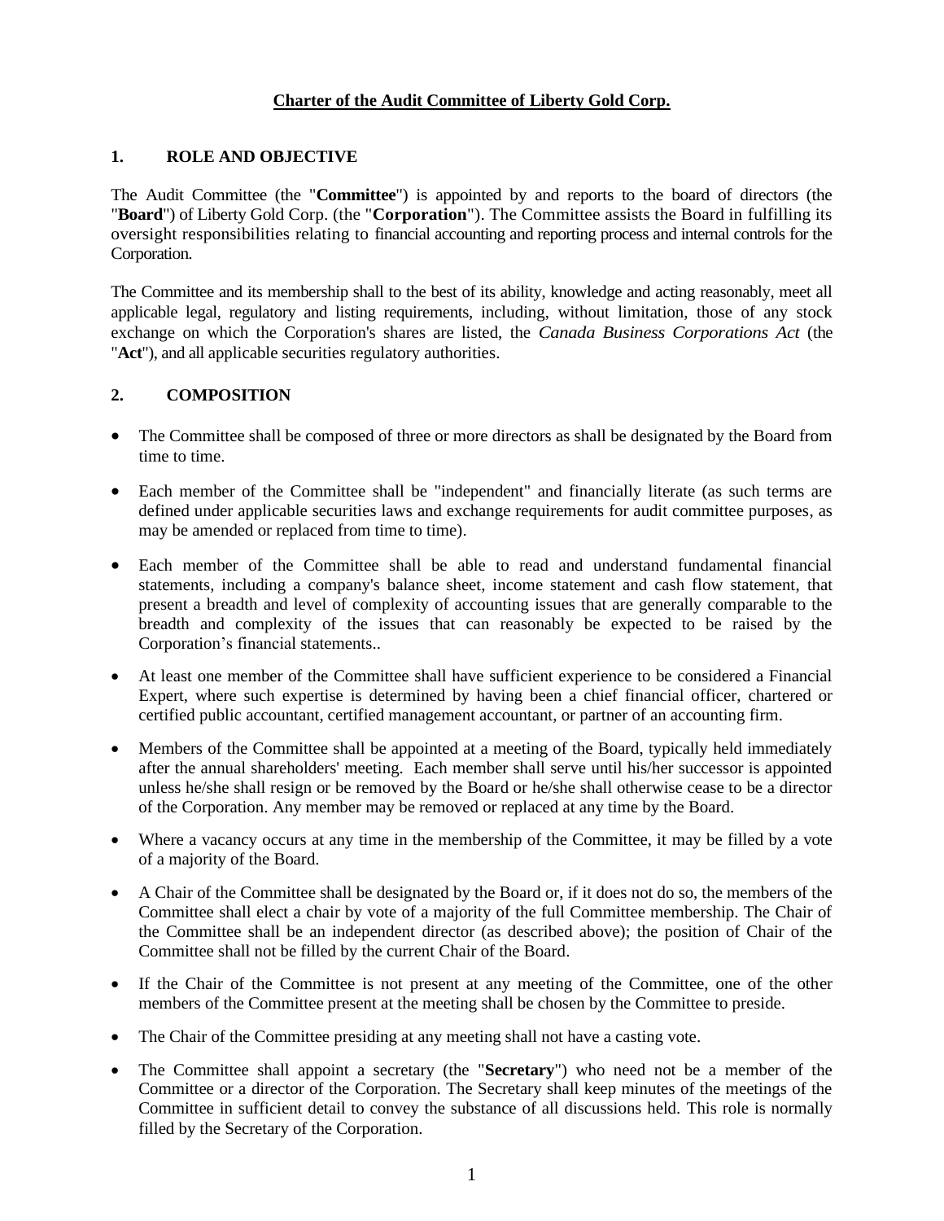# Charter of the Audit Committee of Liberty Gold Corp.

## 1. ROLE AND OBJECTIVE

The Audit Committee (the "**Committee**") is appointed by and reports to the board of directors (the "**Board**") of Liberty Gold Corp. (the "**Corporation**"). The Committee assists the Board in fulfilling its oversight responsibilities relating to financial accounting and reporting process and internal controls for the Corporation.

The Committee and its membership shall to the best of its ability, knowledge and acting reasonably, meet all applicable legal, regulatory and listing requirements, including, without limitation, those of any stock exchange on which the Corporation's shares are listed, the *Canada Business Corporations Act* (the "**Act**"), and all applicable securities regulatory authorities.

## 2. COMPOSITION

- The Committee shall be composed of three or more directors as shall be designated by the Board from time to time.
- Each member of the Committee shall be "independent" and financially literate (as such terms are defined under applicable securities laws and exchange requirements for audit committee purposes, as may be amended or replaced from time to time).
- Each member of the Committee shall be able to read and understand fundamental financial statements, including a company's balance sheet, income statement and cash flow statement, that present a breadth and level of complexity of accounting issues that are generally comparable to the breadth and complexity of the issues that can reasonably be expected to be raised by the Corporation's financial statements..
- At least one member of the Committee shall have sufficient experience to be considered a Financial Expert, where such expertise is determined by having been a chief financial officer, chartered or certified public accountant, certified management accountant, or partner of an accounting firm.
- Members of the Committee shall be appointed at a meeting of the Board, typically held immediately after the annual shareholders' meeting. Each member shall serve until his/her successor is appointed unless he/she shall resign or be removed by the Board or he/she shall otherwise cease to be a director of the Corporation. Any member may be removed or replaced at any time by the Board.
- Where a vacancy occurs at any time in the membership of the Committee, it may be filled by a vote of a majority of the Board.
- A Chair of the Committee shall be designated by the Board or, if it does not do so, the members of the Committee shall elect a chair by vote of a majority of the full Committee membership. The Chair of the Committee shall be an independent director (as described above); the position of Chair of the Committee shall not be filled by the current Chair of the Board.
- If the Chair of the Committee is not present at any meeting of the Committee, one of the other members of the Committee present at the meeting shall be chosen by the Committee to preside.
- The Chair of the Committee presiding at any meeting shall not have a casting vote.
- The Committee shall appoint a secretary (the "**Secretary**") who need not be a member of the Committee or a director of the Corporation. The Secretary shall keep minutes of the meetings of the Committee in sufficient detail to convey the substance of all discussions held. This role is normally filled by the Secretary of the Corporation.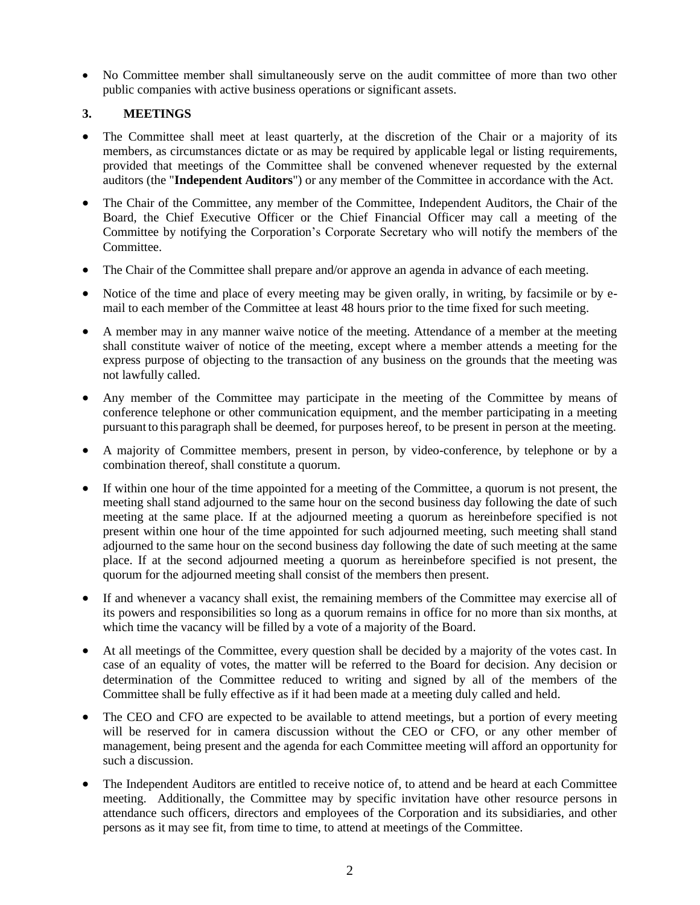- No Committee member shall simultaneously serve on the audit committee of more than two other public companies with active business operations or significant assets.

## 3. MEETINGS

- The Committee shall meet at least quarterly, at the discretion of the Chair or a majority of its members, as circumstances dictate or as may be required by applicable legal or listing requirements, provided that meetings of the Committee shall be convened whenever requested by the external auditors (the "**Independent Auditors**") or any member of the Committee in accordance with the Act.
- The Chair of the Committee, any member of the Committee, Independent Auditors, the Chair of the Board, the Chief Executive Officer or the Chief Financial Officer may call a meeting of the Committee by notifying the Corporation's Corporate Secretary who will notify the members of the Committee.
- The Chair of the Committee shall prepare and/or approve an agenda in advance of each meeting.
- Notice of the time and place of every meeting may be given orally, in writing, by facsimile or by e-mail to each member of the Committee at least 48 hours prior to the time fixed for such meeting.
- A member may in any manner waive notice of the meeting. Attendance of a member at the meeting shall constitute waiver of notice of the meeting, except where a member attends a meeting for the express purpose of objecting to the transaction of any business on the grounds that the meeting was not lawfully called.
- Any member of the Committee may participate in the meeting of the Committee by means of conference telephone or other communication equipment, and the member participating in a meeting pursuant to this paragraph shall be deemed, for purposes hereof, to be present in person at the meeting.
- A majority of Committee members, present in person, by video-conference, by telephone or by a combination thereof, shall constitute a quorum.
- If within one hour of the time appointed for a meeting of the Committee, a quorum is not present, the meeting shall stand adjourned to the same hour on the second business day following the date of such meeting at the same place. If at the adjourned meeting a quorum as hereinbefore specified is not present within one hour of the time appointed for such adjourned meeting, such meeting shall stand adjourned to the same hour on the second business day following the date of such meeting at the same place. If at the second adjourned meeting a quorum as hereinbefore specified is not present, the quorum for the adjourned meeting shall consist of the members then present.
- If and whenever a vacancy shall exist, the remaining members of the Committee may exercise all of its powers and responsibilities so long as a quorum remains in office for no more than six months, at which time the vacancy will be filled by a vote of a majority of the Board.
- At all meetings of the Committee, every question shall be decided by a majority of the votes cast. In case of an equality of votes, the matter will be referred to the Board for decision. Any decision or determination of the Committee reduced to writing and signed by all of the members of the Committee shall be fully effective as if it had been made at a meeting duly called and held.
- The CEO and CFO are expected to be available to attend meetings, but a portion of every meeting will be reserved for in camera discussion without the CEO or CFO, or any other member of management, being present and the agenda for each Committee meeting will afford an opportunity for such a discussion.
- The Independent Auditors are entitled to receive notice of, to attend and be heard at each Committee meeting. Additionally, the Committee may by specific invitation have other resource persons in attendance such officers, directors and employees of the Corporation and its subsidiaries, and other persons as it may see fit, from time to time, to attend at meetings of the Committee.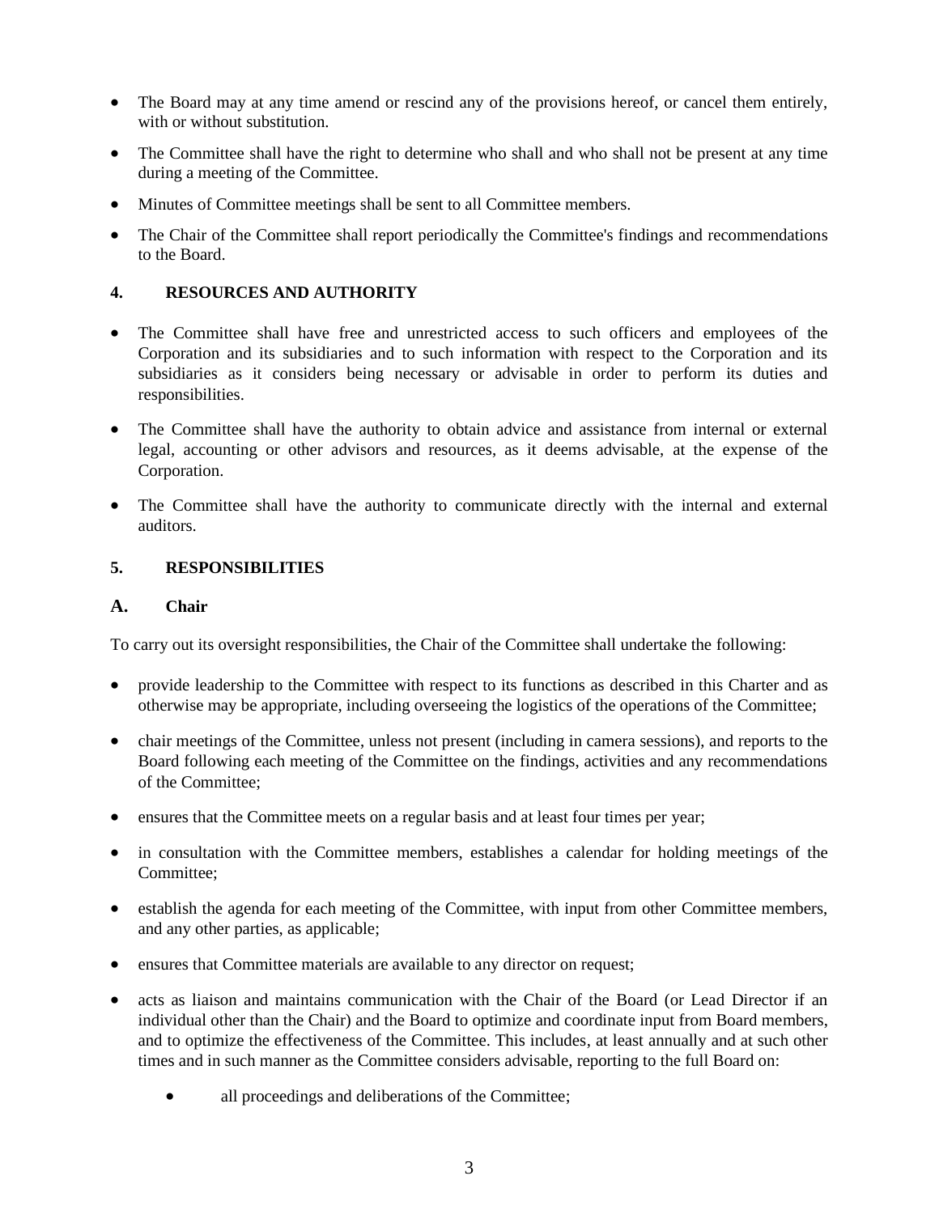- The Board may at any time amend or rescind any of the provisions hereof, or cancel them entirely, with or without substitution.
- The Committee shall have the right to determine who shall and who shall not be present at any time during a meeting of the Committee.
- Minutes of Committee meetings shall be sent to all Committee members.
- The Chair of the Committee shall report periodically the Committee's findings and recommendations to the Board.

## 4. RESOURCES AND AUTHORITY

- The Committee shall have free and unrestricted access to such officers and employees of the Corporation and its subsidiaries and to such information with respect to the Corporation and its subsidiaries as it considers being necessary or advisable in order to perform its duties and responsibilities.
- The Committee shall have the authority to obtain advice and assistance from internal or external legal, accounting or other advisors and resources, as it deems advisable, at the expense of the Corporation.
- The Committee shall have the authority to communicate directly with the internal and external auditors.

## 5. RESPONSIBILITIES

### A. Chair

To carry out its oversight responsibilities, the Chair of the Committee shall undertake the following:

- provide leadership to the Committee with respect to its functions as described in this Charter and as otherwise may be appropriate, including overseeing the logistics of the operations of the Committee;
- chair meetings of the Committee, unless not present (including in camera sessions), and reports to the Board following each meeting of the Committee on the findings, activities and any recommendations of the Committee;
- ensures that the Committee meets on a regular basis and at least four times per year;
- in consultation with the Committee members, establishes a calendar for holding meetings of the Committee;
- establish the agenda for each meeting of the Committee, with input from other Committee members, and any other parties, as applicable;
- ensures that Committee materials are available to any director on request;
- acts as liaison and maintains communication with the Chair of the Board (or Lead Director if an individual other than the Chair) and the Board to optimize and coordinate input from Board members, and to optimize the effectiveness of the Committee. This includes, at least annually and at such other times and in such manner as the Committee considers advisable, reporting to the full Board on:
  - all proceedings and deliberations of the Committee;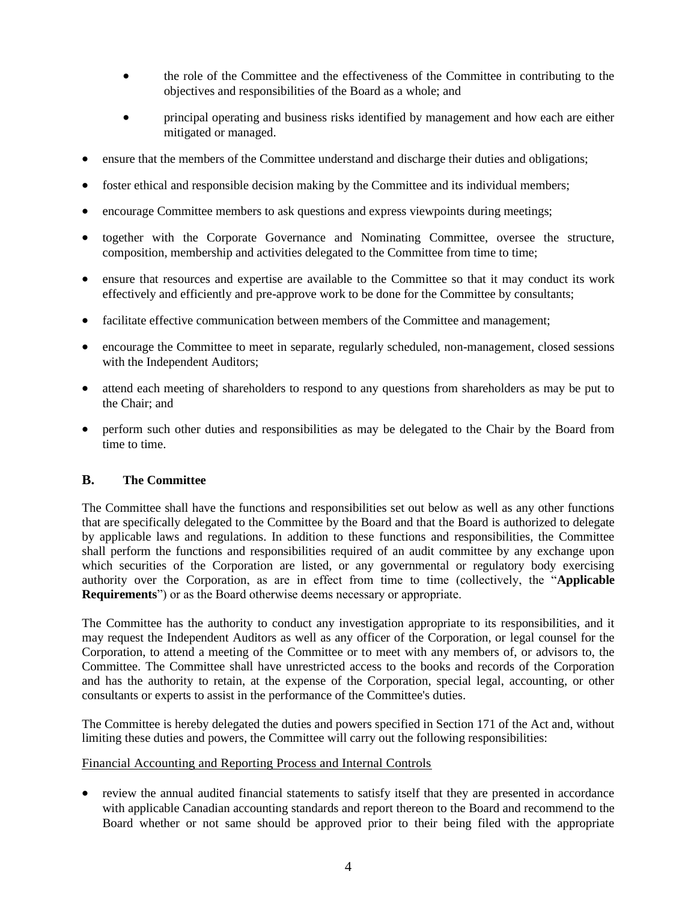- the role of the Committee and the effectiveness of the Committee in contributing to the objectives and responsibilities of the Board as a whole; and
  - principal operating and business risks identified by management and how each are either mitigated or managed.
- ensure that the members of the Committee understand and discharge their duties and obligations;
- foster ethical and responsible decision making by the Committee and its individual members;
- encourage Committee members to ask questions and express viewpoints during meetings;
- together with the Corporate Governance and Nominating Committee, oversee the structure, composition, membership and activities delegated to the Committee from time to time;
- ensure that resources and expertise are available to the Committee so that it may conduct its work effectively and efficiently and pre-approve work to be done for the Committee by consultants;
- facilitate effective communication between members of the Committee and management;
- encourage the Committee to meet in separate, regularly scheduled, non-management, closed sessions with the Independent Auditors;
- attend each meeting of shareholders to respond to any questions from shareholders as may be put to the Chair; and
- perform such other duties and responsibilities as may be delegated to the Chair by the Board from time to time.

## B. The Committee

The Committee shall have the functions and responsibilities set out below as well as any other functions that are specifically delegated to the Committee by the Board and that the Board is authorized to delegate by applicable laws and regulations. In addition to these functions and responsibilities, the Committee shall perform the functions and responsibilities required of an audit committee by any exchange upon which securities of the Corporation are listed, or any governmental or regulatory body exercising authority over the Corporation, as are in effect from time to time (collectively, the "**Applicable Requirements**") or as the Board otherwise deems necessary or appropriate.

The Committee has the authority to conduct any investigation appropriate to its responsibilities, and it may request the Independent Auditors as well as any officer of the Corporation, or legal counsel for the Corporation, to attend a meeting of the Committee or to meet with any members of, or advisors to, the Committee. The Committee shall have unrestricted access to the books and records of the Corporation and has the authority to retain, at the expense of the Corporation, special legal, accounting, or other consultants or experts to assist in the performance of the Committee's duties.

The Committee is hereby delegated the duties and powers specified in Section 171 of the Act and, without limiting these duties and powers, the Committee will carry out the following responsibilities:

Financial Accounting and Reporting Process and Internal Controls

- review the annual audited financial statements to satisfy itself that they are presented in accordance with applicable Canadian accounting standards and report thereon to the Board and recommend to the Board whether or not same should be approved prior to their being filed with the appropriate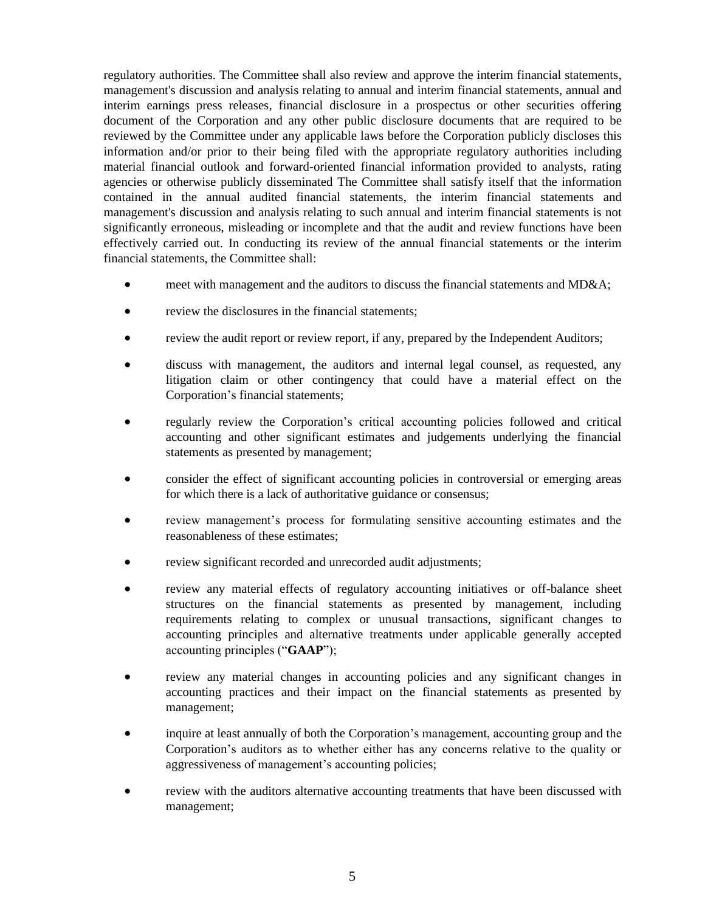regulatory authorities. The Committee shall also review and approve the interim financial statements, management's discussion and analysis relating to annual and interim financial statements, annual and interim earnings press releases, financial disclosure in a prospectus or other securities offering document of the Corporation and any other public disclosure documents that are required to be reviewed by the Committee under any applicable laws before the Corporation publicly discloses this information and/or prior to their being filed with the appropriate regulatory authorities including material financial outlook and forward-oriented financial information provided to analysts, rating agencies or otherwise publicly disseminated The Committee shall satisfy itself that the information contained in the annual audited financial statements, the interim financial statements and management's discussion and analysis relating to such annual and interim financial statements is not significantly erroneous, misleading or incomplete and that the audit and review functions have been effectively carried out. In conducting its review of the annual financial statements or the interim financial statements, the Committee shall:

- meet with management and the auditors to discuss the financial statements and MD&A;
- review the disclosures in the financial statements;
- review the audit report or review report, if any, prepared by the Independent Auditors;
- discuss with management, the auditors and internal legal counsel, as requested, any litigation claim or other contingency that could have a material effect on the Corporation's financial statements;
- regularly review the Corporation's critical accounting policies followed and critical accounting and other significant estimates and judgements underlying the financial statements as presented by management;
- consider the effect of significant accounting policies in controversial or emerging areas for which there is a lack of authoritative guidance or consensus;
- review management's process for formulating sensitive accounting estimates and the reasonableness of these estimates;
- review significant recorded and unrecorded audit adjustments;
- review any material effects of regulatory accounting initiatives or off-balance sheet structures on the financial statements as presented by management, including requirements relating to complex or unusual transactions, significant changes to accounting principles and alternative treatments under applicable generally accepted accounting principles ("**GAAP**");
- review any material changes in accounting policies and any significant changes in accounting practices and their impact on the financial statements as presented by management;
- inquire at least annually of both the Corporation's management, accounting group and the Corporation's auditors as to whether either has any concerns relative to the quality or aggressiveness of management's accounting policies;
- review with the auditors alternative accounting treatments that have been discussed with management;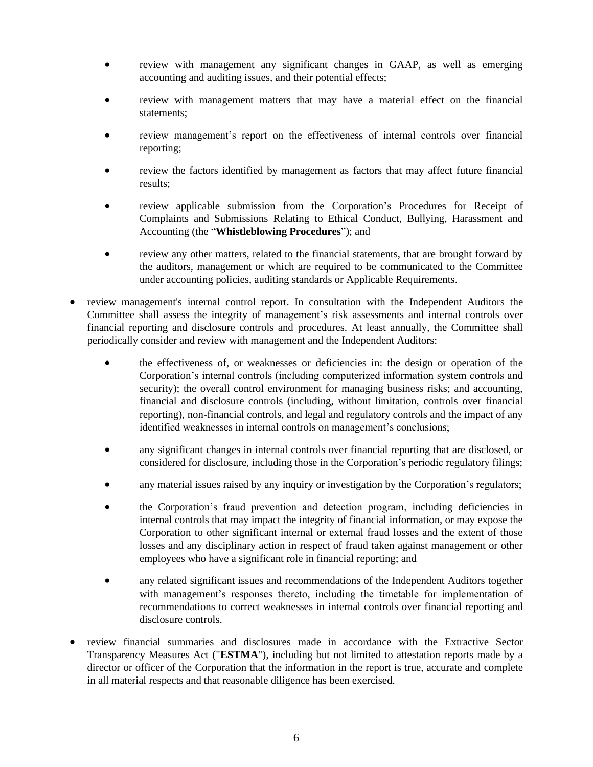- review with management any significant changes in GAAP, as well as emerging accounting and auditing issues, and their potential effects;

- review with management matters that may have a material effect on the financial statements;

- review management's report on the effectiveness of internal controls over financial reporting;

- review the factors identified by management as factors that may affect future financial results;

- review applicable submission from the Corporation's Procedures for Receipt of Complaints and Submissions Relating to Ethical Conduct, Bullying, Harassment and Accounting (the "**Whistleblowing Procedures**"); and

- review any other matters, related to the financial statements, that are brought forward by the auditors, management or which are required to be communicated to the Committee under accounting policies, auditing standards or Applicable Requirements.

- review management's internal control report. In consultation with the Independent Auditors the Committee shall assess the integrity of management's risk assessments and internal controls over financial reporting and disclosure controls and procedures. At least annually, the Committee shall periodically consider and review with management and the Independent Auditors:

  - the effectiveness of, or weaknesses or deficiencies in: the design or operation of the Corporation's internal controls (including computerized information system controls and security); the overall control environment for managing business risks; and accounting, financial and disclosure controls (including, without limitation, controls over financial reporting), non-financial controls, and legal and regulatory controls and the impact of any identified weaknesses in internal controls on management's conclusions;

  - any significant changes in internal controls over financial reporting that are disclosed, or considered for disclosure, including those in the Corporation's periodic regulatory filings;

  - any material issues raised by any inquiry or investigation by the Corporation's regulators;

  - the Corporation's fraud prevention and detection program, including deficiencies in internal controls that may impact the integrity of financial information, or may expose the Corporation to other significant internal or external fraud losses and the extent of those losses and any disciplinary action in respect of fraud taken against management or other employees who have a significant role in financial reporting; and

  - any related significant issues and recommendations of the Independent Auditors together with management's responses thereto, including the timetable for implementation of recommendations to correct weaknesses in internal controls over financial reporting and disclosure controls.

- review financial summaries and disclosures made in accordance with the Extractive Sector Transparency Measures Act ("**ESTMA**"), including but not limited to attestation reports made by a director or officer of the Corporation that the information in the report is true, accurate and complete in all material respects and that reasonable diligence has been exercised.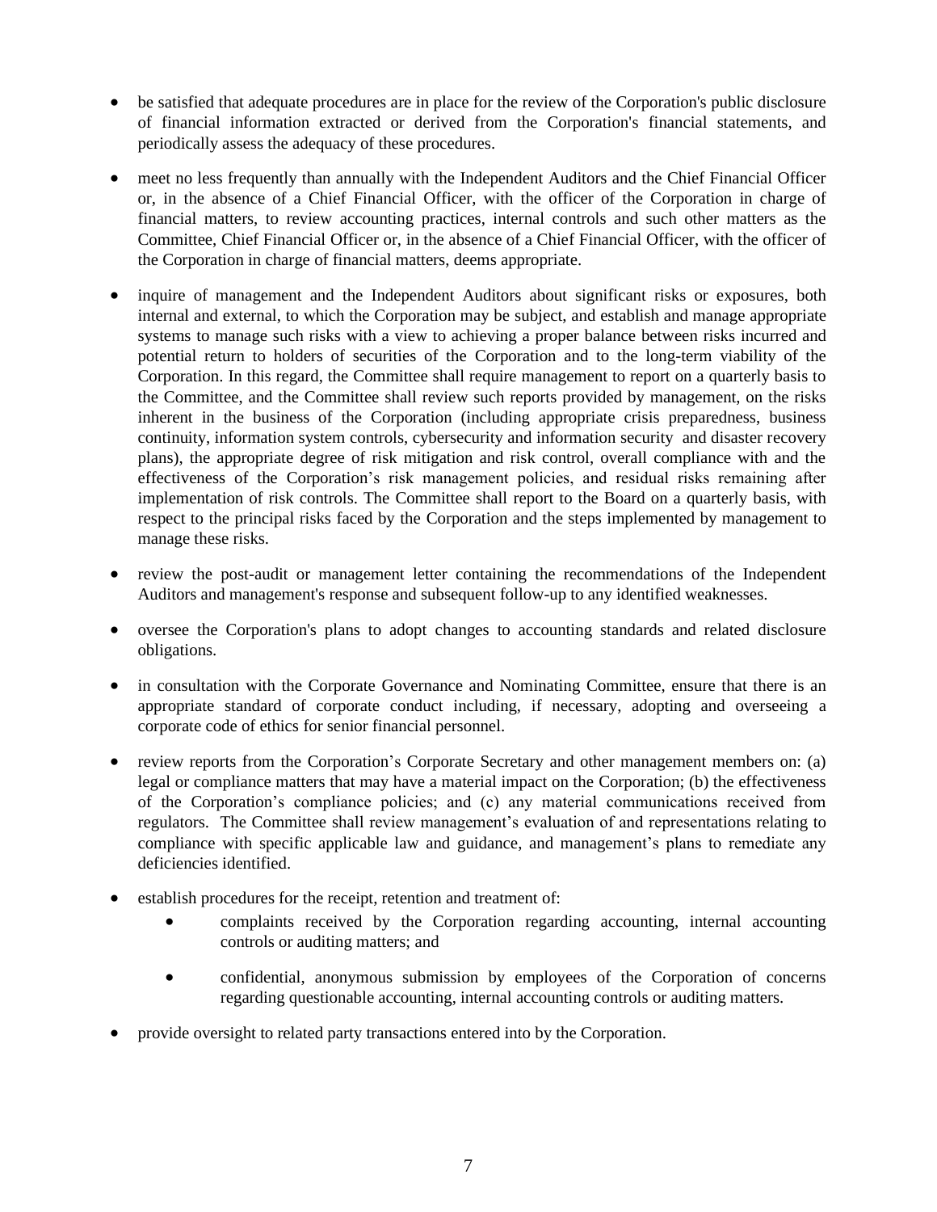- be satisfied that adequate procedures are in place for the review of the Corporation's public disclosure of financial information extracted or derived from the Corporation's financial statements, and periodically assess the adequacy of these procedures.

- meet no less frequently than annually with the Independent Auditors and the Chief Financial Officer or, in the absence of a Chief Financial Officer, with the officer of the Corporation in charge of financial matters, to review accounting practices, internal controls and such other matters as the Committee, Chief Financial Officer or, in the absence of a Chief Financial Officer, with the officer of the Corporation in charge of financial matters, deems appropriate.

- inquire of management and the Independent Auditors about significant risks or exposures, both internal and external, to which the Corporation may be subject, and establish and manage appropriate systems to manage such risks with a view to achieving a proper balance between risks incurred and potential return to holders of securities of the Corporation and to the long-term viability of the Corporation. In this regard, the Committee shall require management to report on a quarterly basis to the Committee, and the Committee shall review such reports provided by management, on the risks inherent in the business of the Corporation (including appropriate crisis preparedness, business continuity, information system controls, cybersecurity and information security and disaster recovery plans), the appropriate degree of risk mitigation and risk control, overall compliance with and the effectiveness of the Corporation's risk management policies, and residual risks remaining after implementation of risk controls. The Committee shall report to the Board on a quarterly basis, with respect to the principal risks faced by the Corporation and the steps implemented by management to manage these risks.

- review the post-audit or management letter containing the recommendations of the Independent Auditors and management's response and subsequent follow-up to any identified weaknesses.

- oversee the Corporation's plans to adopt changes to accounting standards and related disclosure obligations.

- in consultation with the Corporate Governance and Nominating Committee, ensure that there is an appropriate standard of corporate conduct including, if necessary, adopting and overseeing a corporate code of ethics for senior financial personnel.

- review reports from the Corporation's Corporate Secretary and other management members on: (a) legal or compliance matters that may have a material impact on the Corporation; (b) the effectiveness of the Corporation's compliance policies; and (c) any material communications received from regulators. The Committee shall review management's evaluation of and representations relating to compliance with specific applicable law and guidance, and management's plans to remediate any deficiencies identified.

- establish procedures for the receipt, retention and treatment of:
  - complaints received by the Corporation regarding accounting, internal accounting controls or auditing matters; and
  - confidential, anonymous submission by employees of the Corporation of concerns regarding questionable accounting, internal accounting controls or auditing matters.

- provide oversight to related party transactions entered into by the Corporation.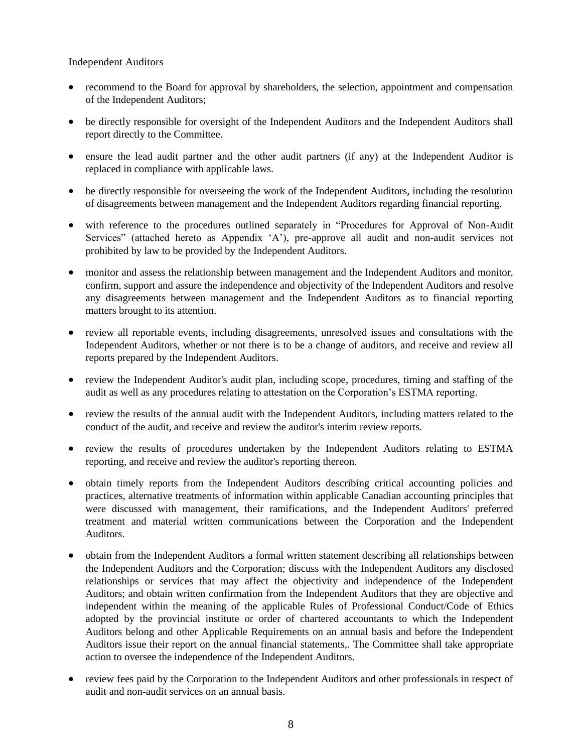Independent Auditors

- recommend to the Board for approval by shareholders, the selection, appointment and compensation of the Independent Auditors;
- be directly responsible for oversight of the Independent Auditors and the Independent Auditors shall report directly to the Committee.
- ensure the lead audit partner and the other audit partners (if any) at the Independent Auditor is replaced in compliance with applicable laws.
- be directly responsible for overseeing the work of the Independent Auditors, including the resolution of disagreements between management and the Independent Auditors regarding financial reporting.
- with reference to the procedures outlined separately in "Procedures for Approval of Non-Audit Services" (attached hereto as Appendix 'A'), pre-approve all audit and non-audit services not prohibited by law to be provided by the Independent Auditors.
- monitor and assess the relationship between management and the Independent Auditors and monitor, confirm, support and assure the independence and objectivity of the Independent Auditors and resolve any disagreements between management and the Independent Auditors as to financial reporting matters brought to its attention.
- review all reportable events, including disagreements, unresolved issues and consultations with the Independent Auditors, whether or not there is to be a change of auditors, and receive and review all reports prepared by the Independent Auditors.
- review the Independent Auditor's audit plan, including scope, procedures, timing and staffing of the audit as well as any procedures relating to attestation on the Corporation's ESTMA reporting.
- review the results of the annual audit with the Independent Auditors, including matters related to the conduct of the audit, and receive and review the auditor's interim review reports.
- review the results of procedures undertaken by the Independent Auditors relating to ESTMA reporting, and receive and review the auditor's reporting thereon.
- obtain timely reports from the Independent Auditors describing critical accounting policies and practices, alternative treatments of information within applicable Canadian accounting principles that were discussed with management, their ramifications, and the Independent Auditors' preferred treatment and material written communications between the Corporation and the Independent Auditors.
- obtain from the Independent Auditors a formal written statement describing all relationships between the Independent Auditors and the Corporation; discuss with the Independent Auditors any disclosed relationships or services that may affect the objectivity and independence of the Independent Auditors; and obtain written confirmation from the Independent Auditors that they are objective and independent within the meaning of the applicable Rules of Professional Conduct/Code of Ethics adopted by the provincial institute or order of chartered accountants to which the Independent Auditors belong and other Applicable Requirements on an annual basis and before the Independent Auditors issue their report on the annual financial statements,. The Committee shall take appropriate action to oversee the independence of the Independent Auditors.
- review fees paid by the Corporation to the Independent Auditors and other professionals in respect of audit and non-audit services on an annual basis.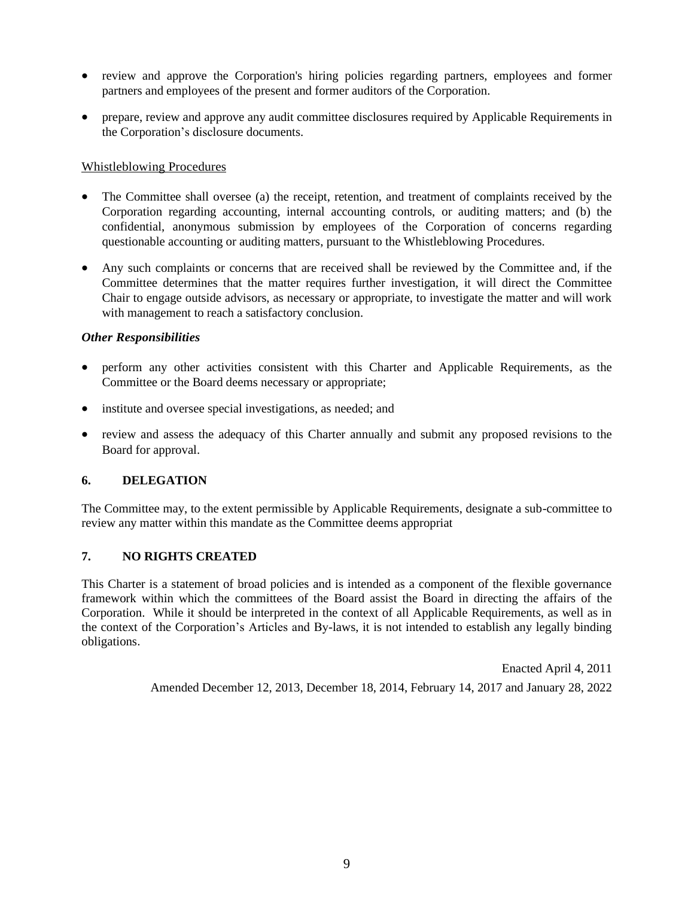- review and approve the Corporation's hiring policies regarding partners, employees and former partners and employees of the present and former auditors of the Corporation.
- prepare, review and approve any audit committee disclosures required by Applicable Requirements in the Corporation's disclosure documents.

Whistleblowing Procedures

- The Committee shall oversee (a) the receipt, retention, and treatment of complaints received by the Corporation regarding accounting, internal accounting controls, or auditing matters; and (b) the confidential, anonymous submission by employees of the Corporation of concerns regarding questionable accounting or auditing matters, pursuant to the Whistleblowing Procedures.
- Any such complaints or concerns that are received shall be reviewed by the Committee and, if the Committee determines that the matter requires further investigation, it will direct the Committee Chair to engage outside advisors, as necessary or appropriate, to investigate the matter and will work with management to reach a satisfactory conclusion.

***Other Responsibilities***

- perform any other activities consistent with this Charter and Applicable Requirements, as the Committee or the Board deems necessary or appropriate;
- institute and oversee special investigations, as needed; and
- review and assess the adequacy of this Charter annually and submit any proposed revisions to the Board for approval.

## 6. DELEGATION

The Committee may, to the extent permissible by Applicable Requirements, designate a sub-committee to review any matter within this mandate as the Committee deems appropriat

## 7. NO RIGHTS CREATED

This Charter is a statement of broad policies and is intended as a component of the flexible governance framework within which the committees of the Board assist the Board in directing the affairs of the Corporation. While it should be interpreted in the context of all Applicable Requirements, as well as in the context of the Corporation's Articles and By-laws, it is not intended to establish any legally binding obligations.

Enacted April 4, 2011

Amended December 12, 2013, December 18, 2014, February 14, 2017 and January 28, 2022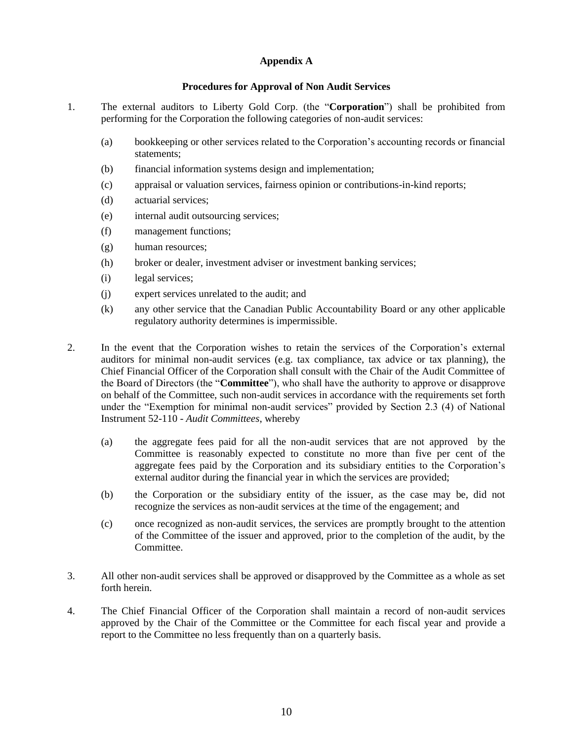## Appendix A

### Procedures for Approval of Non Audit Services

1. The external auditors to Liberty Gold Corp. (the "**Corporation**") shall be prohibited from performing for the Corporation the following categories of non-audit services:

   (a) bookkeeping or other services related to the Corporation's accounting records or financial statements;

   (b) financial information systems design and implementation;

   (c) appraisal or valuation services, fairness opinion or contributions-in-kind reports;

   (d) actuarial services;

   (e) internal audit outsourcing services;

   (f) management functions;

   (g) human resources;

   (h) broker or dealer, investment adviser or investment banking services;

   (i) legal services;

   (j) expert services unrelated to the audit; and

   (k) any other service that the Canadian Public Accountability Board or any other applicable regulatory authority determines is impermissible.

2. In the event that the Corporation wishes to retain the services of the Corporation's external auditors for minimal non-audit services (e.g. tax compliance, tax advice or tax planning), the Chief Financial Officer of the Corporation shall consult with the Chair of the Audit Committee of the Board of Directors (the "**Committee**"), who shall have the authority to approve or disapprove on behalf of the Committee, such non-audit services in accordance with the requirements set forth under the "Exemption for minimal non-audit services" provided by Section 2.3 (4) of National Instrument 52-110 - *Audit Committees*, whereby

   (a) the aggregate fees paid for all the non-audit services that are not approved by the Committee is reasonably expected to constitute no more than five per cent of the aggregate fees paid by the Corporation and its subsidiary entities to the Corporation's external auditor during the financial year in which the services are provided;

   (b) the Corporation or the subsidiary entity of the issuer, as the case may be, did not recognize the services as non-audit services at the time of the engagement; and

   (c) once recognized as non-audit services, the services are promptly brought to the attention of the Committee of the issuer and approved, prior to the completion of the audit, by the Committee.

3. All other non-audit services shall be approved or disapproved by the Committee as a whole as set forth herein.

4. The Chief Financial Officer of the Corporation shall maintain a record of non-audit services approved by the Chair of the Committee or the Committee for each fiscal year and provide a report to the Committee no less frequently than on a quarterly basis.